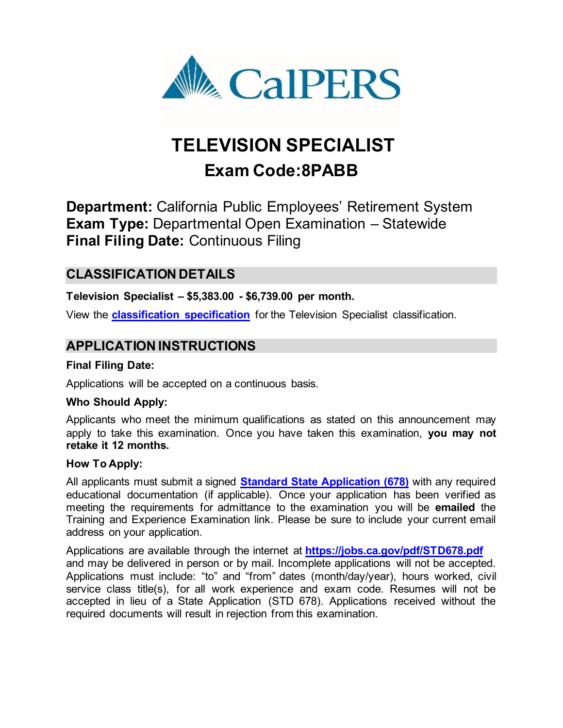CalPERS

# TELEVISION SPECIALIST

## Exam Code:8PABB

**Department:** California Public Employees' Retirement System
**Exam Type:** Departmental Open Examination – Statewide
**Final Filing Date:** Continuous Filing

## CLASSIFICATION DETAILS

**Television Specialist – $5,383.00 - $6,739.00 per month.**

View the **classification specification** for the Television Specialist classification.

## APPLICATION INSTRUCTIONS

**Final Filing Date:**

Applications will be accepted on a continuous basis.

**Who Should Apply:**

Applicants who meet the minimum qualifications as stated on this announcement may apply to take this examination. Once you have taken this examination, **you may not retake it 12 months.**

**How To Apply:**

All applicants must submit a signed **Standard State Application (678)** with any required educational documentation (if applicable). Once your application has been verified as meeting the requirements for admittance to the examination you will be **emailed** the Training and Experience Examination link. Please be sure to include your current email address on your application.

Applications are available through the internet at **https://jobs.ca.gov/pdf/STD678.pdf** and may be delivered in person or by mail. Incomplete applications will not be accepted. Applications must include: "to" and "from" dates (month/day/year), hours worked, civil service class title(s), for all work experience and exam code. Resumes will not be accepted in lieu of a State Application (STD 678). Applications received without the required documents will result in rejection from this examination.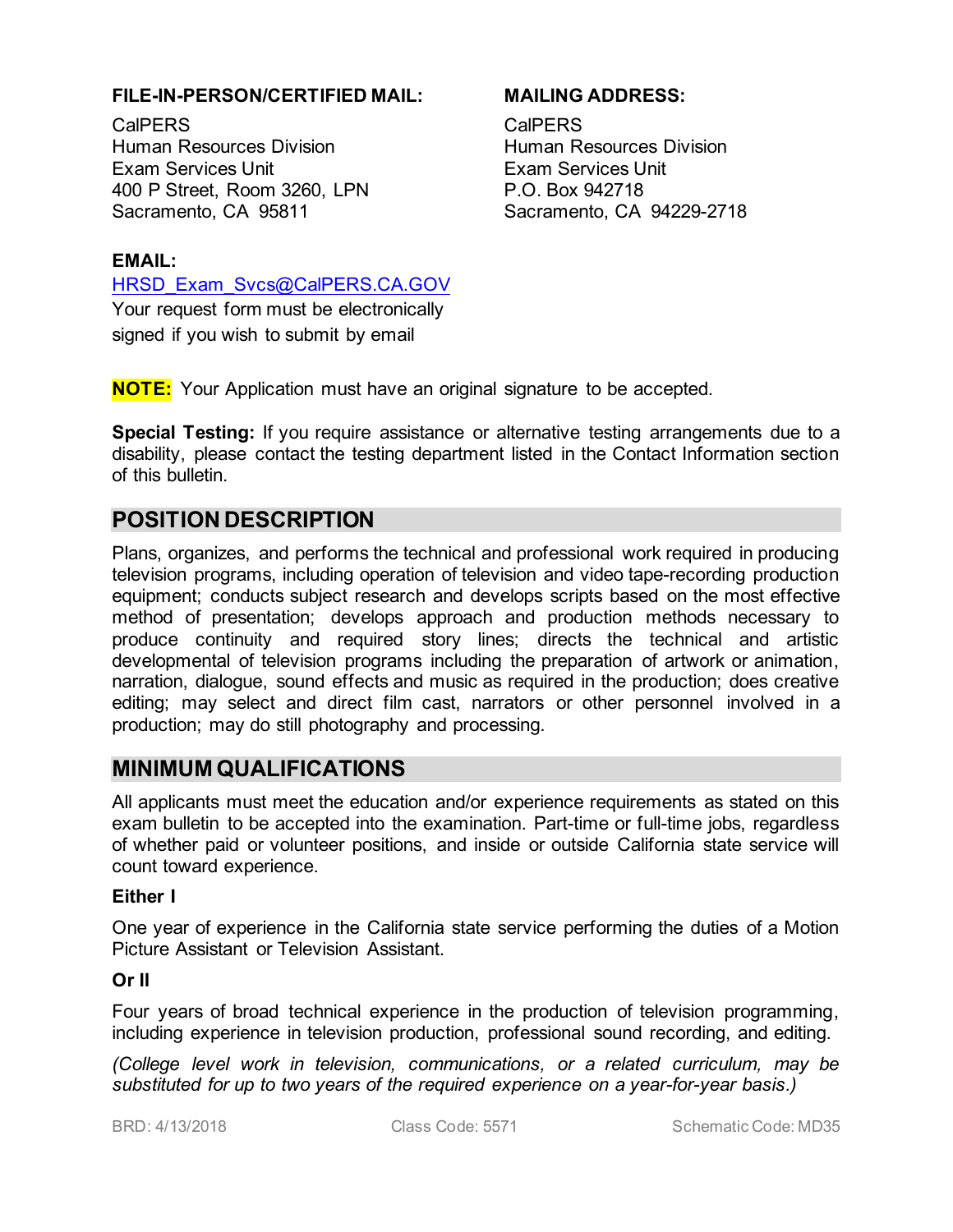**FILE-IN-PERSON/CERTIFIED MAIL:**

CalPERS
Human Resources Division
Exam Services Unit
400 P Street, Room 3260, LPN
Sacramento, CA 95811

**MAILING ADDRESS:**

CalPERS
Human Resources Division
Exam Services Unit
P.O. Box 942718
Sacramento, CA 94229-2718

**EMAIL:**

HRSD_Exam_Svcs@CalPERS.CA.GOV
Your request form must be electronically signed if you wish to submit by email

**NOTE:** Your Application must have an original signature to be accepted.

**Special Testing:** If you require assistance or alternative testing arrangements due to a disability, please contact the testing department listed in the Contact Information section of this bulletin.

## POSITION DESCRIPTION

Plans, organizes, and performs the technical and professional work required in producing television programs, including operation of television and video tape-recording production equipment; conducts subject research and develops scripts based on the most effective method of presentation; develops approach and production methods necessary to produce continuity and required story lines; directs the technical and artistic developmental of television programs including the preparation of artwork or animation, narration, dialogue, sound effects and music as required in the production; does creative editing; may select and direct film cast, narrators or other personnel involved in a production; may do still photography and processing.

## MINIMUM QUALIFICATIONS

All applicants must meet the education and/or experience requirements as stated on this exam bulletin to be accepted into the examination. Part-time or full-time jobs, regardless of whether paid or volunteer positions, and inside or outside California state service will count toward experience.

**Either I**

One year of experience in the California state service performing the duties of a Motion Picture Assistant or Television Assistant.

**Or II**

Four years of broad technical experience in the production of television programming, including experience in television production, professional sound recording, and editing.

*(College level work in television, communications, or a related curriculum, may be substituted for up to two years of the required experience on a year-for-year basis.)*

BRD: 4/13/2018 Class Code: 5571 Schematic Code: MD35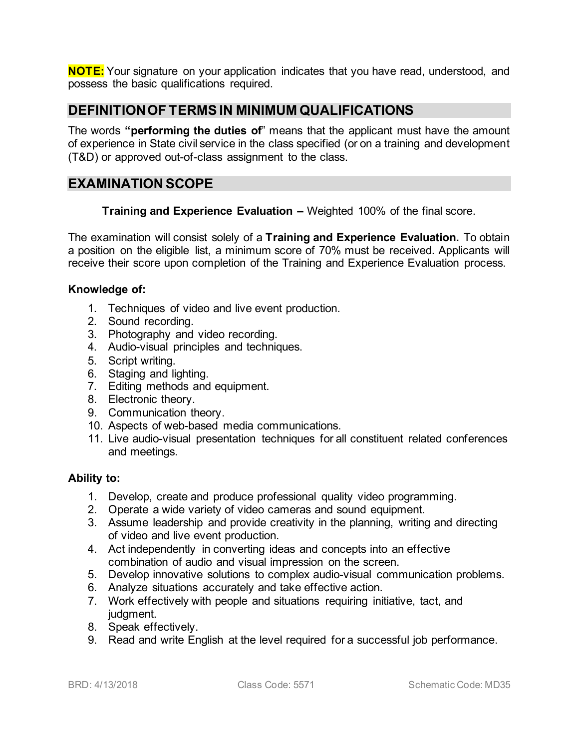**NOTE:** Your signature on your application indicates that you have read, understood, and possess the basic qualifications required.

## DEFINITION OF TERMS IN MINIMUM QUALIFICATIONS

The words **"performing the duties of"** means that the applicant must have the amount of experience in State civil service in the class specified (or on a training and development (T&D) or approved out-of-class assignment to the class.

## EXAMINATION SCOPE

**Training and Experience Evaluation –** Weighted 100% of the final score.

The examination will consist solely of a **Training and Experience Evaluation.** To obtain a position on the eligible list, a minimum score of 70% must be received. Applicants will receive their score upon completion of the Training and Experience Evaluation process.

**Knowledge of:**

1. Techniques of video and live event production.
2. Sound recording.
3. Photography and video recording.
4. Audio-visual principles and techniques.
5. Script writing.
6. Staging and lighting.
7. Editing methods and equipment.
8. Electronic theory.
9. Communication theory.
10. Aspects of web-based media communications.
11. Live audio-visual presentation techniques for all constituent related conferences and meetings.

**Ability to:**

1. Develop, create and produce professional quality video programming.
2. Operate a wide variety of video cameras and sound equipment.
3. Assume leadership and provide creativity in the planning, writing and directing of video and live event production.
4. Act independently in converting ideas and concepts into an effective combination of audio and visual impression on the screen.
5. Develop innovative solutions to complex audio-visual communication problems.
6. Analyze situations accurately and take effective action.
7. Work effectively with people and situations requiring initiative, tact, and judgment.
8. Speak effectively.
9. Read and write English at the level required for a successful job performance.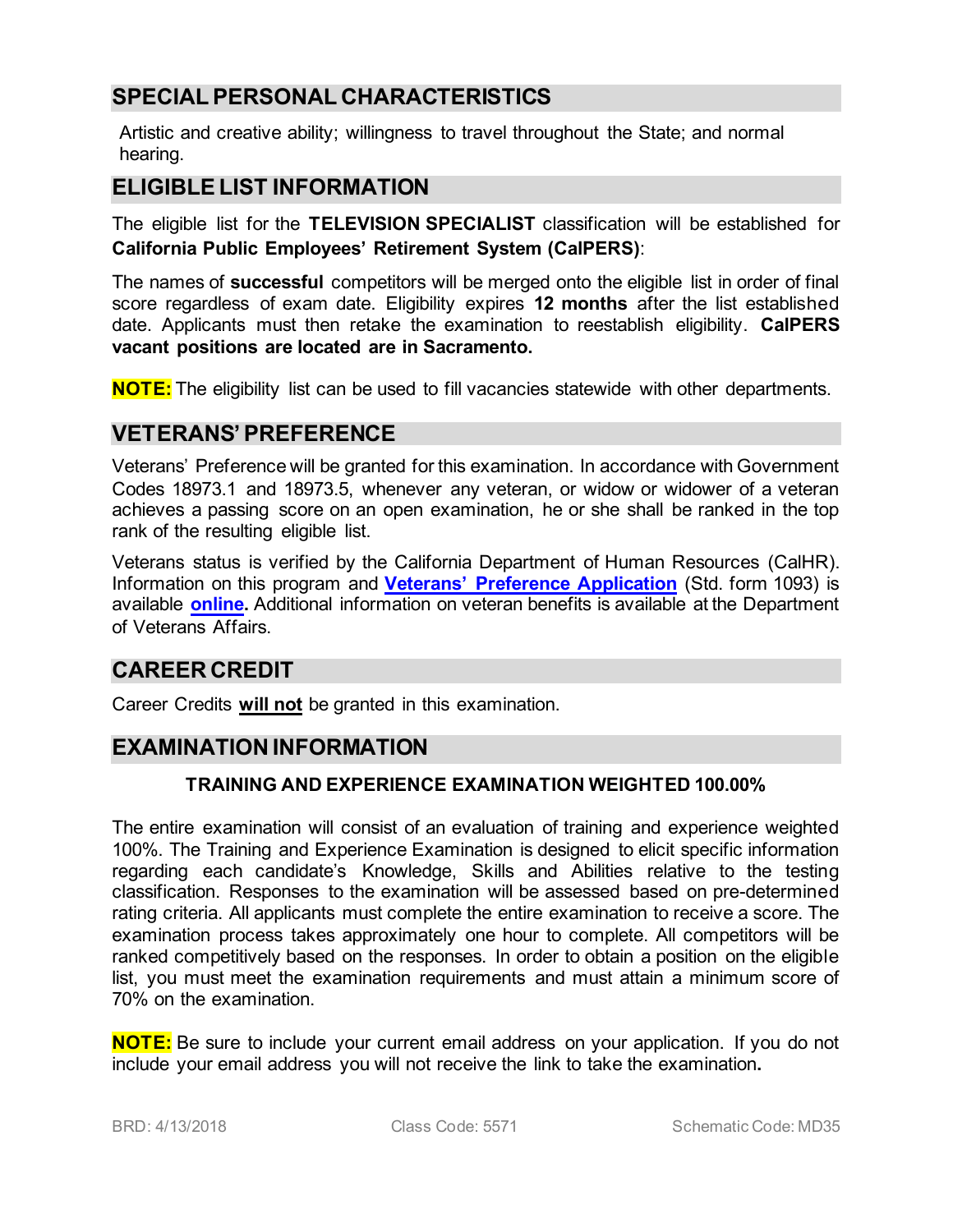## SPECIAL PERSONAL CHARACTERISTICS

Artistic and creative ability; willingness to travel throughout the State; and normal hearing.

## ELIGIBLE LIST INFORMATION

The eligible list for the **TELEVISION SPECIALIST** classification will be established for **California Public Employees' Retirement System (CalPERS)**:

The names of **successful** competitors will be merged onto the eligible list in order of final score regardless of exam date. Eligibility expires **12 months** after the list established date. Applicants must then retake the examination to reestablish eligibility. **CalPERS vacant positions are located are in Sacramento.**

**NOTE:** The eligibility list can be used to fill vacancies statewide with other departments.

## VETERANS' PREFERENCE

Veterans' Preference will be granted for this examination. In accordance with Government Codes 18973.1 and 18973.5, whenever any veteran, or widow or widower of a veteran achieves a passing score on an open examination, he or she shall be ranked in the top rank of the resulting eligible list.

Veterans status is verified by the California Department of Human Resources (CalHR). Information on this program and **Veterans' Preference Application** (Std. form 1093) is available **online.** Additional information on veteran benefits is available at the Department of Veterans Affairs.

## CAREER CREDIT

Career Credits **will not** be granted in this examination.

## EXAMINATION INFORMATION

**TRAINING AND EXPERIENCE EXAMINATION WEIGHTED 100.00%**

The entire examination will consist of an evaluation of training and experience weighted 100%. The Training and Experience Examination is designed to elicit specific information regarding each candidate's Knowledge, Skills and Abilities relative to the testing classification. Responses to the examination will be assessed based on pre-determined rating criteria. All applicants must complete the entire examination to receive a score. The examination process takes approximately one hour to complete. All competitors will be ranked competitively based on the responses. In order to obtain a position on the eligible list, you must meet the examination requirements and must attain a minimum score of 70% on the examination.

**NOTE:** Be sure to include your current email address on your application. If you do not include your email address you will not receive the link to take the examination**.**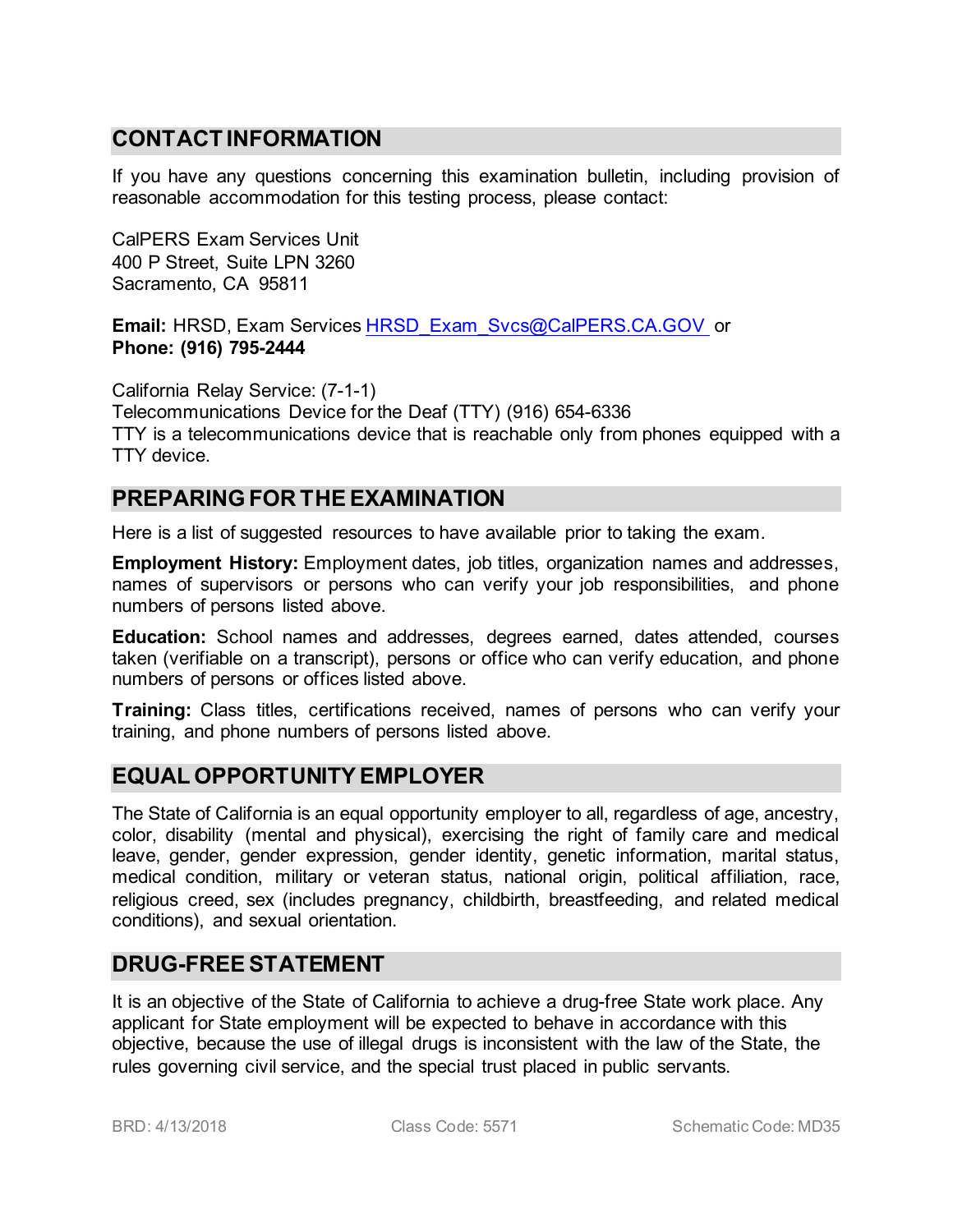## CONTACT INFORMATION

If you have any questions concerning this examination bulletin, including provision of reasonable accommodation for this testing process, please contact:

CalPERS Exam Services Unit
400 P Street, Suite LPN 3260
Sacramento, CA 95811

**Email:** HRSD, Exam Services HRSD_Exam_Svcs@CalPERS.CA.GOV or
**Phone: (916) 795-2444**

California Relay Service: (7-1-1)
Telecommunications Device for the Deaf (TTY) (916) 654-6336
TTY is a telecommunications device that is reachable only from phones equipped with a TTY device.

## PREPARING FOR THE EXAMINATION

Here is a list of suggested resources to have available prior to taking the exam.

**Employment History:** Employment dates, job titles, organization names and addresses, names of supervisors or persons who can verify your job responsibilities, and phone numbers of persons listed above.

**Education:** School names and addresses, degrees earned, dates attended, courses taken (verifiable on a transcript), persons or office who can verify education, and phone numbers of persons or offices listed above.

**Training:** Class titles, certifications received, names of persons who can verify your training, and phone numbers of persons listed above.

## EQUAL OPPORTUNITY EMPLOYER

The State of California is an equal opportunity employer to all, regardless of age, ancestry, color, disability (mental and physical), exercising the right of family care and medical leave, gender, gender expression, gender identity, genetic information, marital status, medical condition, military or veteran status, national origin, political affiliation, race, religious creed, sex (includes pregnancy, childbirth, breastfeeding, and related medical conditions), and sexual orientation.

## DRUG-FREE STATEMENT

It is an objective of the State of California to achieve a drug-free State work place. Any applicant for State employment will be expected to behave in accordance with this objective, because the use of illegal drugs is inconsistent with the law of the State, the rules governing civil service, and the special trust placed in public servants.

BRD: 4/13/2018 Class Code: 5571 Schematic Code: MD35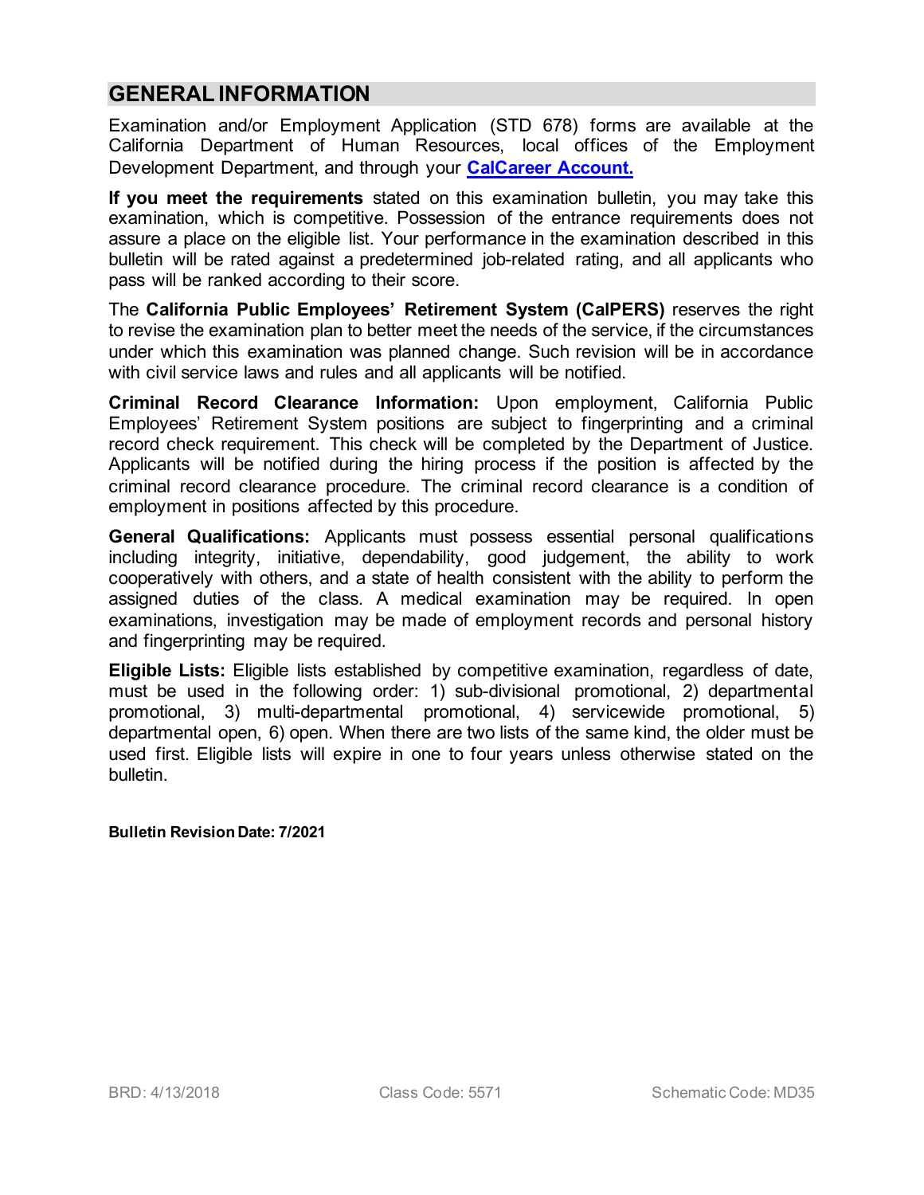## GENERAL INFORMATION

Examination and/or Employment Application (STD 678) forms are available at the California Department of Human Resources, local offices of the Employment Development Department, and through your **CalCareer Account.**

**If you meet the requirements** stated on this examination bulletin, you may take this examination, which is competitive. Possession of the entrance requirements does not assure a place on the eligible list. Your performance in the examination described in this bulletin will be rated against a predetermined job-related rating, and all applicants who pass will be ranked according to their score.

The **California Public Employees' Retirement System (CalPERS)** reserves the right to revise the examination plan to better meet the needs of the service, if the circumstances under which this examination was planned change. Such revision will be in accordance with civil service laws and rules and all applicants will be notified.

**Criminal Record Clearance Information:** Upon employment, California Public Employees' Retirement System positions are subject to fingerprinting and a criminal record check requirement. This check will be completed by the Department of Justice. Applicants will be notified during the hiring process if the position is affected by the criminal record clearance procedure. The criminal record clearance is a condition of employment in positions affected by this procedure.

**General Qualifications:** Applicants must possess essential personal qualifications including integrity, initiative, dependability, good judgement, the ability to work cooperatively with others, and a state of health consistent with the ability to perform the assigned duties of the class. A medical examination may be required. In open examinations, investigation may be made of employment records and personal history and fingerprinting may be required.

**Eligible Lists:** Eligible lists established by competitive examination, regardless of date, must be used in the following order: 1) sub-divisional promotional, 2) departmental promotional, 3) multi-departmental promotional, 4) servicewide promotional, 5) departmental open, 6) open. When there are two lists of the same kind, the older must be used first. Eligible lists will expire in one to four years unless otherwise stated on the bulletin.

**Bulletin Revision Date: 7/2021**

BRD: 4/13/2018 Class Code: 5571 Schematic Code: MD35